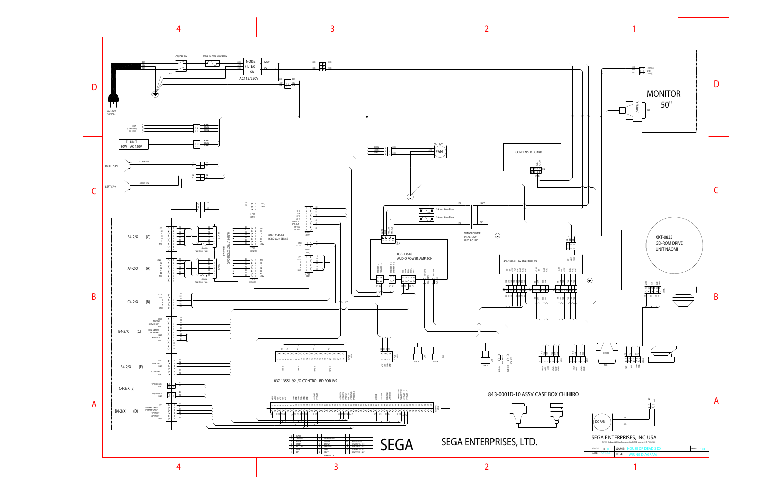# HOUSE OF DEAD 3 DX — WIRING DIAGRAM

AC120V 50/60Hz

ON/OFF SW

FUSE 10 Amp Slow Blow

NOISE FILTER 6A AC115/250V

MONITOR 50"

FL UNIT 30W AC 120V

RIGHT SPK

LEFT SPK

FAN AC 120V

CONDENSER BOARD

TRANSFORMER IN: AC 120V OUT: AC 17V

3 Amp Slow Blow

3 Amp Slow Blow

838-13616 AUDIO POWER AMP 2CH

400-5397-01 SW REGU FOR JVS

XKT-0833 GD-ROM DRIVE UNIT NAOMI

838-13143-08 IC BD GUN SENSE

3 Amp Fast Blow Fuse

3 Amp Fast Blow Fuse

B4-2/X (G)

A4-2/X (A)

C4-2/X (B)

B4-2/X (C)

B4-2/X (F)

C4-2/X (E)

B4-2/X (D)

837-13551-92 I/O CONTROL BD FOR JVS

843-0001D-10 ASSY CASE BOX CHIHIRO

DC FAN

| | WIRE COLOR | | | | |
|---|---|---|---|---|---|
| A | BLACK | J | LIGHT GREEN | | |
| B | ORANGE | K | PURPLE | | |
| C | WHITE | L | BROWN | | |
| D | GREEN | M | SKY BLUE | | |
| E | YELLOW | N | PINK | | |
| F | BLUE | P | GRAY | | |
| G | RED | | | | |

SEGA

SEGA ENTERPRISES, LTD.

SEGA ENTERPRISES, INC USA

GAME: HOUSE OF DEAD 3 DX

TITLE: WIRING DIAGRAM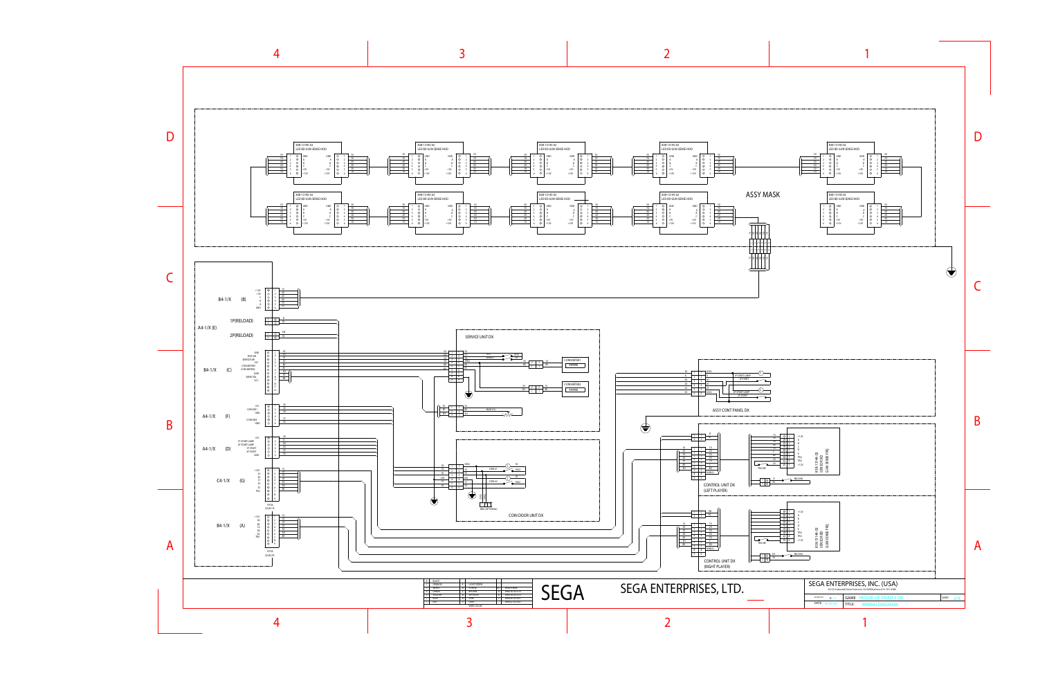4 3 2 1

D

838-13145-02
LED BD GUN SENSE HOD

GND A B C +5V +12V

ASSY MASK

C

B4-1/X (B)

+12V +5V C B A GND

A4-1/X (E)

1P(RELOAD)

2P(RELOAD)

B4-1/X (C)

GND
TEST SW
SERVICE SW
+5V
COIN METER1
COIN METER2
GND
MAIN VOL
VCC

SERVICE UNIT DX

COIN METER1

COIN METER2

MAIN VOL

B

A4-1/X (F)

+5V
COIN SW1
GND
COIN SW2

A4-1/X (D)

+5V
1P START LAMP
2P START LAMP
1P START
2P START
GND

ASSY CONT PANEL DX

1P START LAMP
1P START
2P START LAMP
2P START

C4-1/X (G)

+12V
A1
B1
C1
E1
TRG

SYOG
(GUN 1P)

COIN DOOR UNIT DX

COIN SW1
COIN SW2

CONTROL UNIT DX
(LEFT PLAYER)

838-13146-02
SENSOR BD
GUN SENSE FRQ

+12V A B C E TRG TRG +12V

TRG SW

RELOAD

A

B4-1/X (A)

+12V
A2
B2
C2
E2
TRG

SYOG
(GUN 2P)

CONTROL UNIT DX
(RIGHT PLAYER)

838-13146-02
SENSOR BD
GUN SENSE FRQ

SEGA

SEGA ENTERPRISES, LTD.

SEGA ENTERPRISES, INC. (USA)

GAME: HOUSE OF DEAD 3 DX

TITLE: WIRING DIAGRAM

4 3 2 1